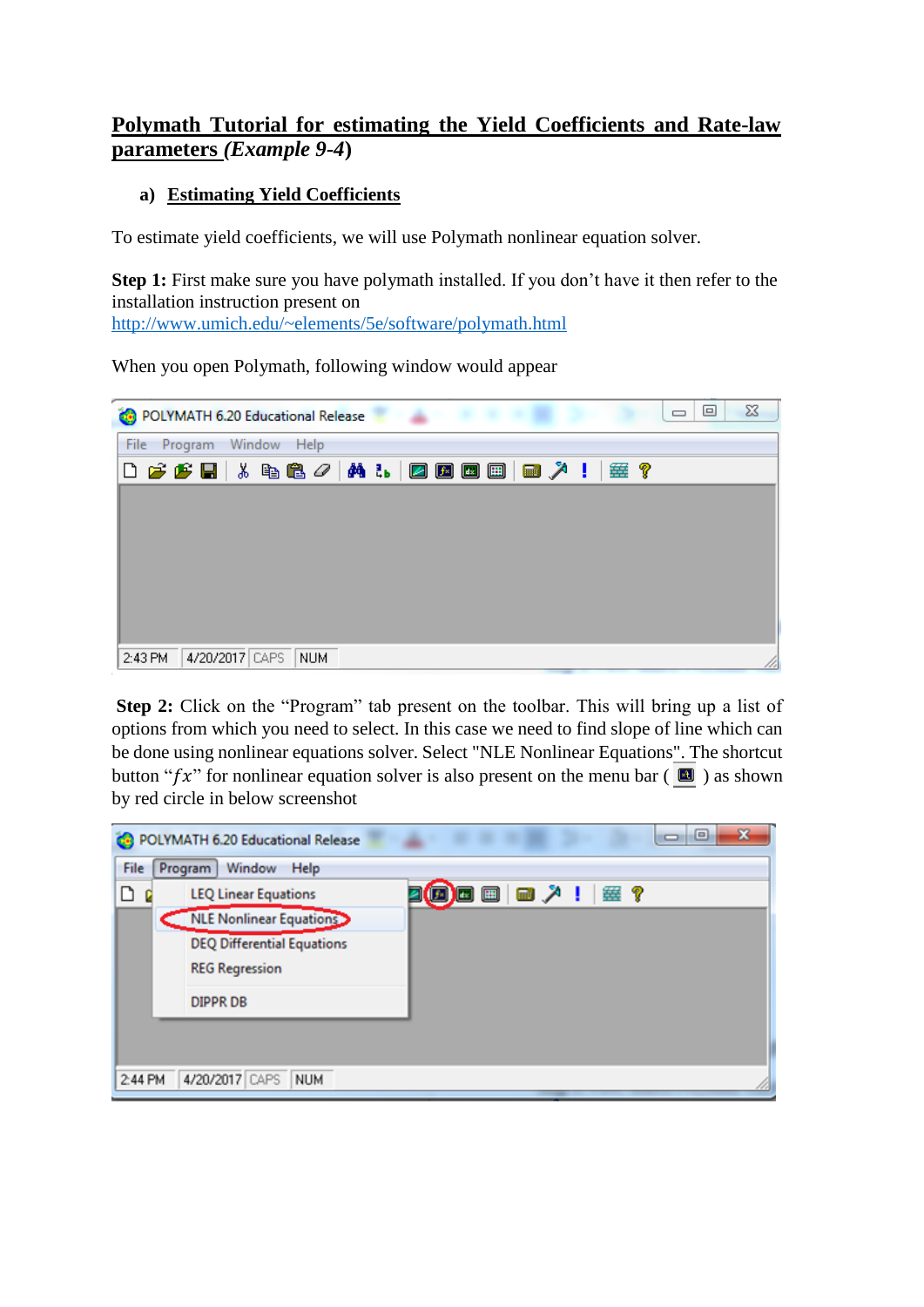# Polymath Tutorial for estimating the Yield Coefficients and Rate-law parameters *(Example 9-4)*

## a) Estimating Yield Coefficients

To estimate yield coefficients, we will use Polymath nonlinear equation solver.

**Step 1:** First make sure you have polymath installed. If you don't have it then refer to the installation instruction present on http://www.umich.edu/~elements/5e/software/polymath.html

When you open Polymath, following window would appear

**Step 2:** Click on the "Program" tab present on the toolbar. This will bring up a list of options from which you need to select. In this case we need to find slope of line which can be done using nonlinear equations solver. Select "NLE Nonlinear Equations". The shortcut button "$fx$" for nonlinear equation solver is also present on the menu bar ( ) as shown by red circle in below screenshot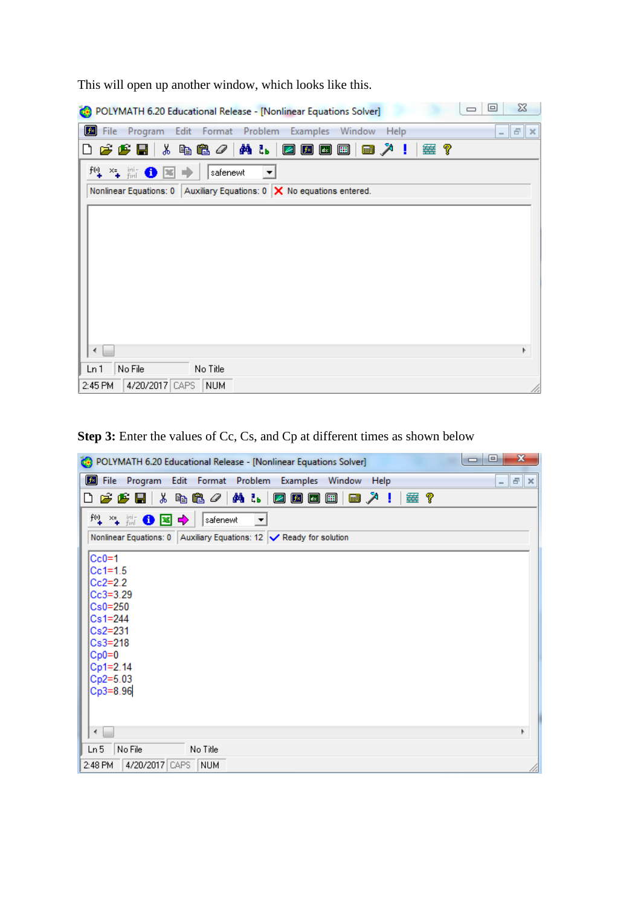This will open up another window, which looks like this.

**Step 3:** Enter the values of Cc, Cs, and Cp at different times as shown below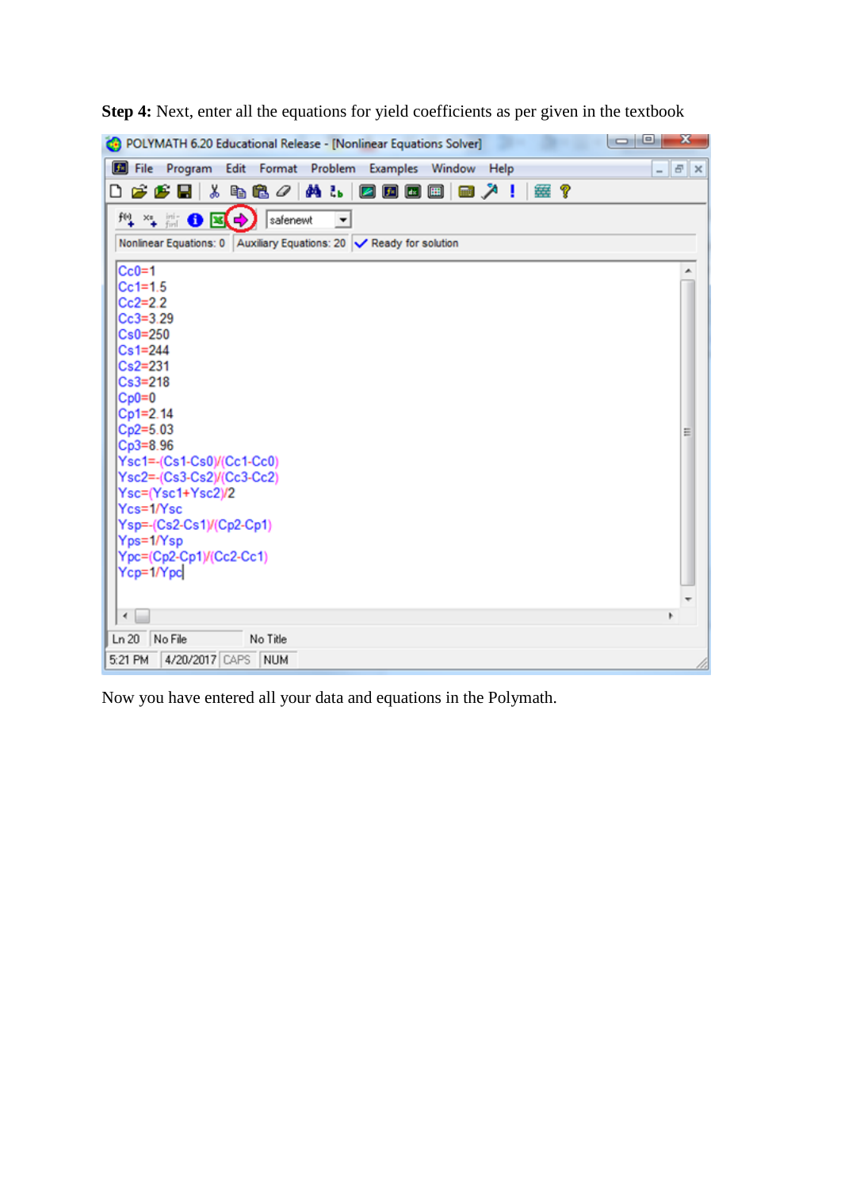**Step 4:** Next, enter all the equations for yield coefficients as per given in the textbook

```
Cc0=1
Cc1=1.5
Cc2=2.2
Cc3=3.29
Cs0=250
Cs1=244
Cs2=231
Cs3=218
Cp0=0
Cp1=2.14
Cp2=5.03
Cp3=8.96
Ysc1=-(Cs1-Cs0)/(Cc1-Cc0)
Ysc2=-(Cs3-Cs2)/(Cc3-Cc2)
Ysc=(Ysc1+Ysc2)/2
Ycs=1/Ysc
Ysp=-(Cs2-Cs1)/(Cp2-Cp1)
Yps=1/Ysp
Ypc=(Cp2-Cp1)/(Cc2-Cc1)
Ycp=1/Ypc
```

Now you have entered all your data and equations in the Polymath.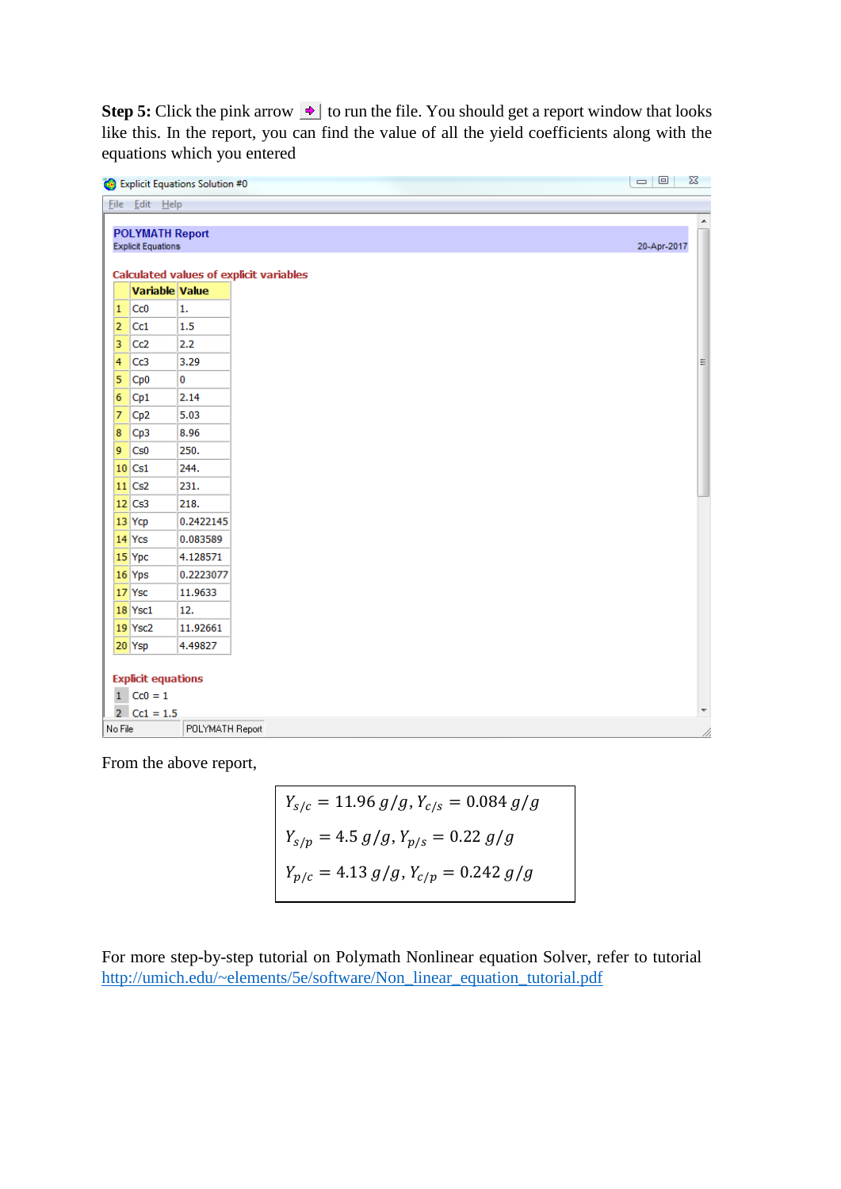**Step 5:** Click the pink arrow ➪ to run the file. You should get a report window that looks like this. In the report, you can find the value of all the yield coefficients along with the equations which you entered

Explicit Equations Solution #0

File Edit Help

**POLYMATH Report**
Explicit Equations — 20-Apr-2017

**Calculated values of explicit variables**

|  | Variable | Value |
|---|---|---|
| 1 | Cc0 | 1. |
| 2 | Cc1 | 1.5 |
| 3 | Cc2 | 2.2 |
| 4 | Cc3 | 3.29 |
| 5 | Cp0 | 0 |
| 6 | Cp1 | 2.14 |
| 7 | Cp2 | 5.03 |
| 8 | Cp3 | 8.96 |
| 9 | Cs0 | 250. |
| 10 | Cs1 | 244. |
| 11 | Cs2 | 231. |
| 12 | Cs3 | 218. |
| 13 | Ycp | 0.2422145 |
| 14 | Ycs | 0.083589 |
| 15 | Ypc | 4.128571 |
| 16 | Yps | 0.2223077 |
| 17 | Ysc | 11.9633 |
| 18 | Ysc1 | 12. |
| 19 | Ysc2 | 11.92661 |
| 20 | Ysp | 4.49827 |

**Explicit equations**

1 Cc0 = 1

2 Cc1 = 1.5

No File — POLYMATH Report

From the above report,

$$Y_{s/c} = 11.96\ g/g,\ Y_{c/s} = 0.084\ g/g$$

$$Y_{s/p} = 4.5\ g/g,\ Y_{p/s} = 0.22\ g/g$$

$$Y_{p/c} = 4.13\ g/g,\ Y_{c/p} = 0.242\ g/g$$

For more step-by-step tutorial on Polymath Nonlinear equation Solver, refer to tutorial http://umich.edu/~elements/5e/software/Non_linear_equation_tutorial.pdf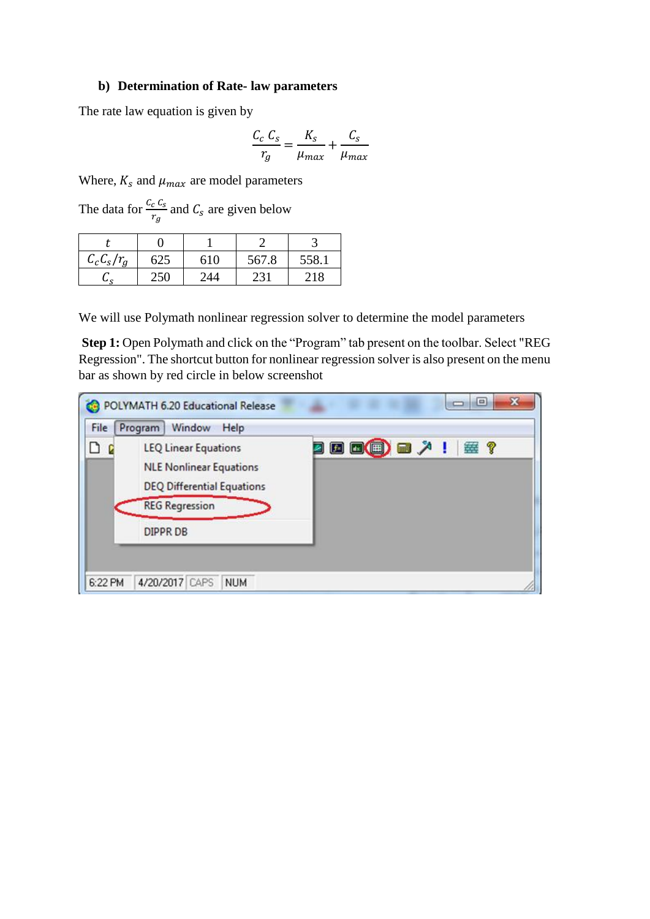**b) Determination of Rate- law parameters**

The rate law equation is given by

$$\frac{C_c\, C_s}{r_g} = \frac{K_s}{\mu_{max}} + \frac{C_s}{\mu_{max}}$$

Where, $K_s$ and $\mu_{max}$ are model parameters

The data for $\frac{C_c\, C_s}{r_g}$ and $C_s$ are given below

| $t$ | 0 | 1 | 2 | 3 |
|---|---|---|---|---|
| $C_c C_s/r_g$ | 625 | 610 | 567.8 | 558.1 |
| $C_s$ | 250 | 244 | 231 | 218 |

We will use Polymath nonlinear regression solver to determine the model parameters

**Step 1:** Open Polymath and click on the "Program" tab present on the toolbar. Select "REG Regression". The shortcut button for nonlinear regression solver is also present on the menu bar as shown by red circle in below screenshot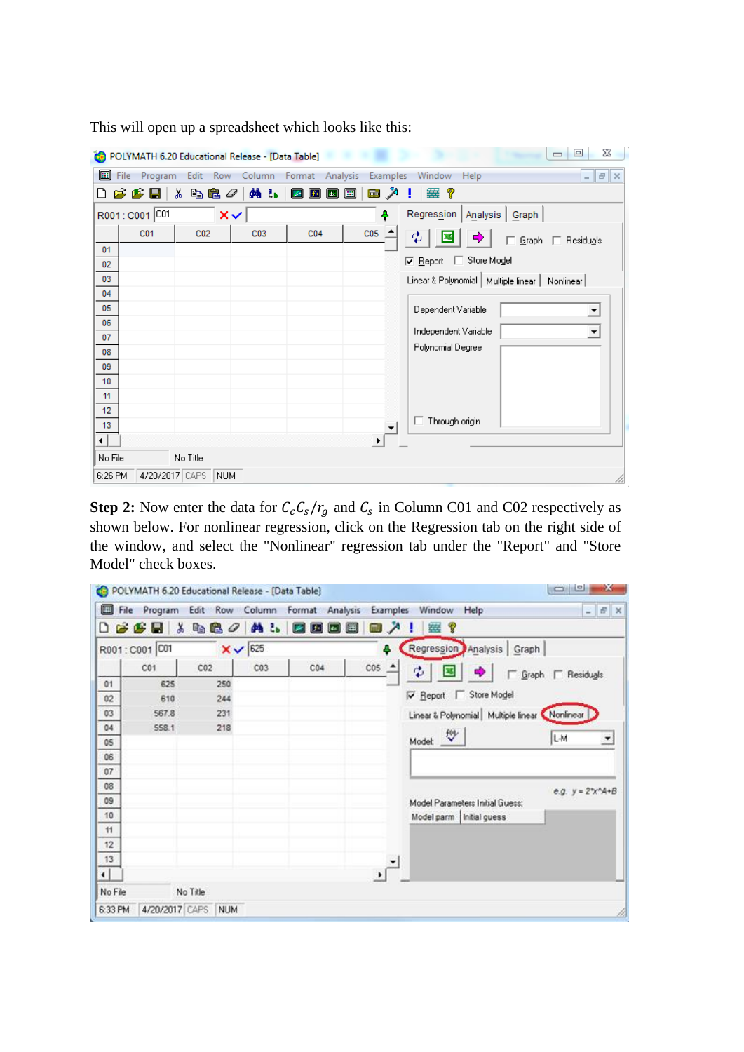This will open up a spreadsheet which looks like this:

**Step 2:** Now enter the data for $C_cC_s/r_g$ and $C_s$ in Column C01 and C02 respectively as shown below. For nonlinear regression, click on the Regression tab on the right side of the window, and select the "Nonlinear" regression tab under the "Report" and "Store Model" check boxes.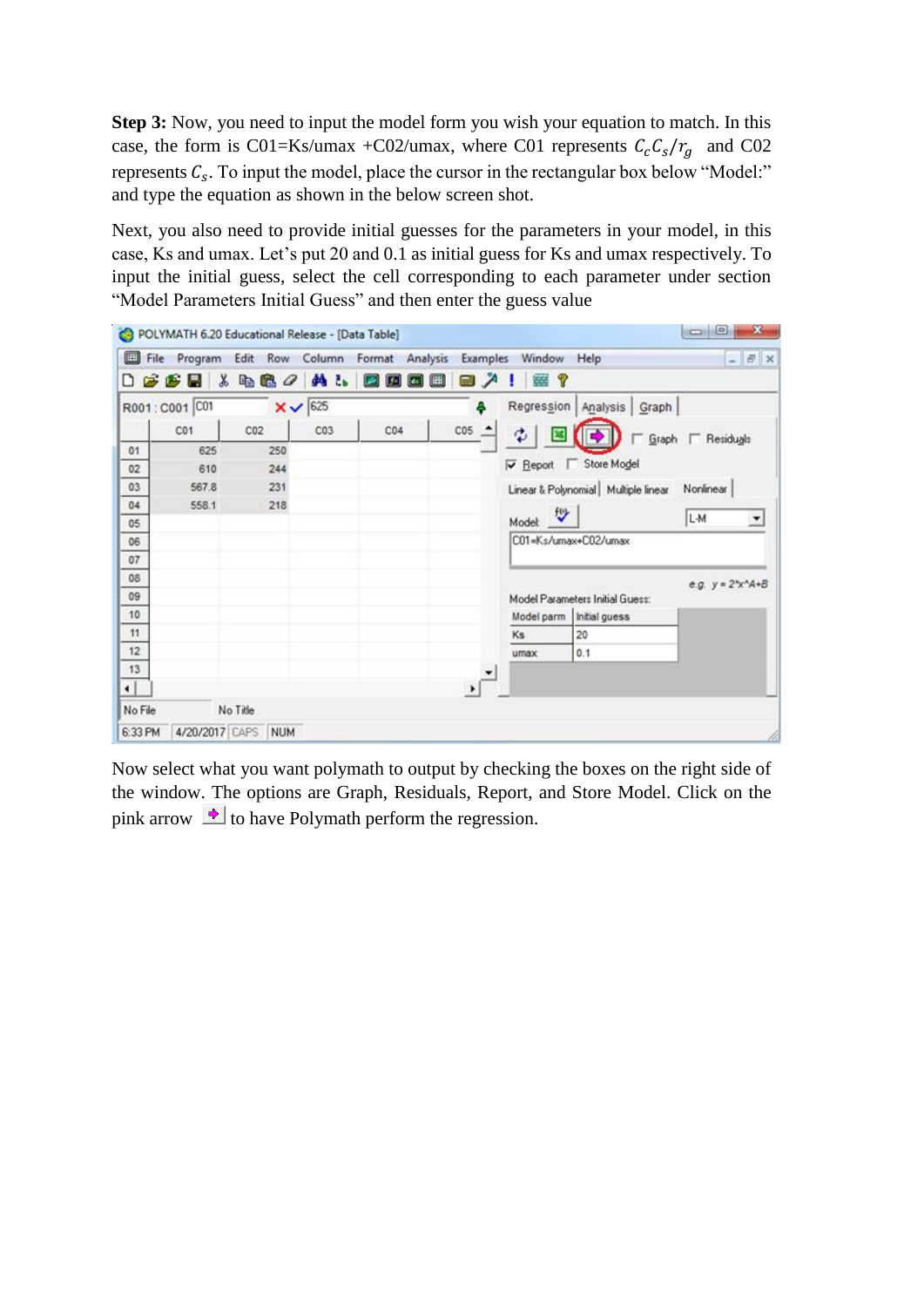**Step 3:** Now, you need to input the model form you wish your equation to match. In this case, the form is C01=Ks/umax +C02/umax, where C01 represents $C_c C_s / r_g$ and C02 represents $C_s$. To input the model, place the cursor in the rectangular box below "Model:" and type the equation as shown in the below screen shot.

Next, you also need to provide initial guesses for the parameters in your model, in this case, Ks and umax. Let's put 20 and 0.1 as initial guess for Ks and umax respectively. To input the initial guess, select the cell corresponding to each parameter under section "Model Parameters Initial Guess" and then enter the guess value

Now select what you want polymath to output by checking the boxes on the right side of the window. The options are Graph, Residuals, Report, and Store Model. Click on the pink arrow to have Polymath perform the regression.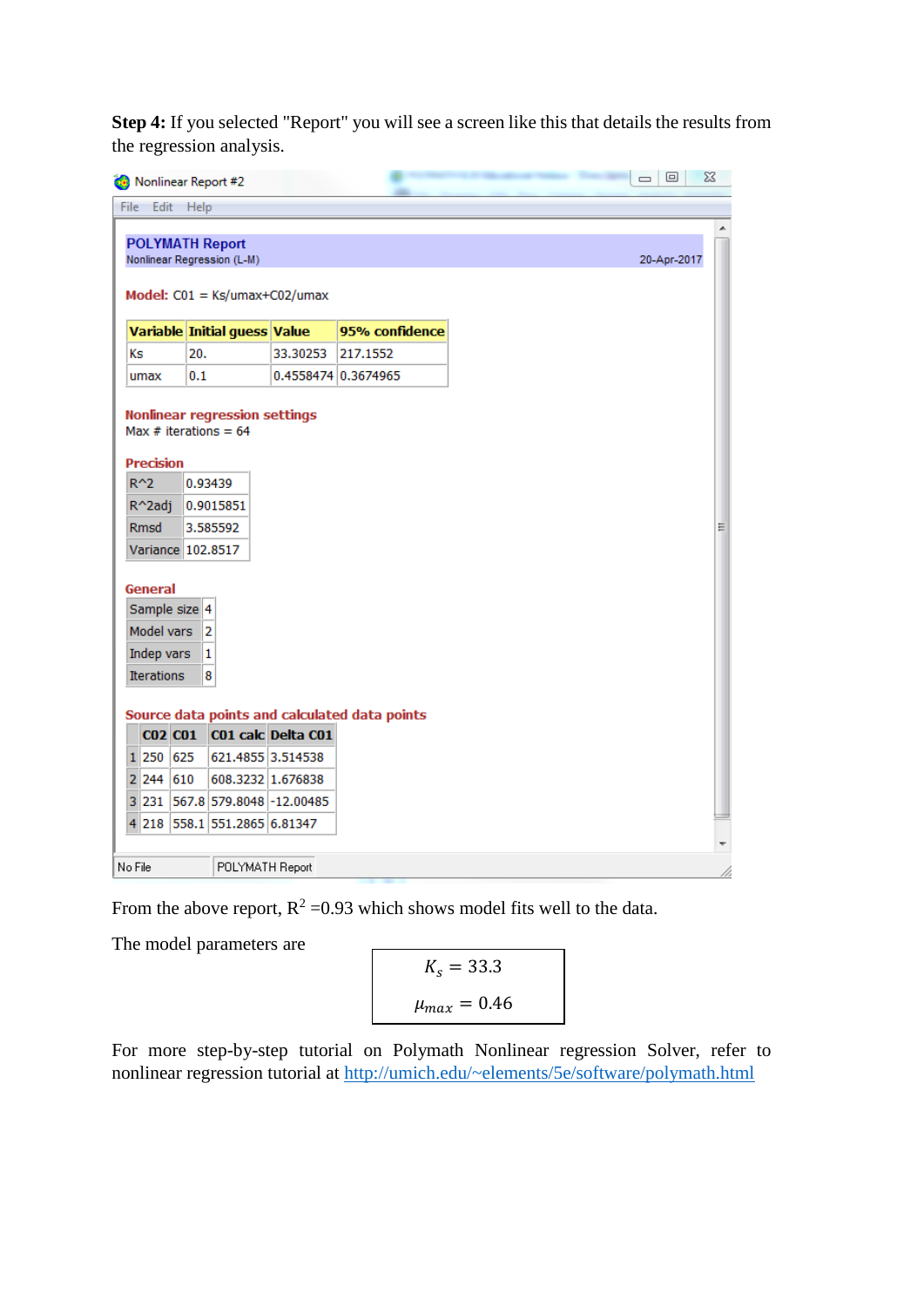**Step 4:** If you selected "Report" you will see a screen like this that details the results from the regression analysis.

Nonlinear Report #2

File Edit Help

**POLYMATH Report**
Nonlinear Regression (L-M)

20-Apr-2017

**Model:** C01 = Ks/umax+C02/umax

| Variable | Initial guess | Value | 95% confidence |
|---|---|---|---|
| Ks | 20. | 33.30253 | 217.1552 |
| umax | 0.1 | 0.4558474 | 0.3674965 |

**Nonlinear regression settings**
Max # iterations = 64

**Precision**

| | |
|---|---|
| R^2 | 0.93439 |
| R^2adj | 0.9015851 |
| Rmsd | 3.585592 |
| Variance | 102.8517 |

**General**

| | |
|---|---|
| Sample size | 4 |
| Model vars | 2 |
| Indep vars | 1 |
| Iterations | 8 |

**Source data points and calculated data points**

| | C02 | C01 | C01 calc | Delta C01 |
|---|---|---|---|---|
| 1 | 250 | 625 | 621.4855 | 3.514538 |
| 2 | 244 | 610 | 608.3232 | 1.676838 |
| 3 | 231 | 567.8 | 579.8048 | -12.00485 |
| 4 | 218 | 558.1 | 551.2865 | 6.81347 |

No File    POLYMATH Report

From the above report, $R^2$ =0.93 which shows model fits well to the data.

The model parameters are

$$K_s = 33.3$$

$$\mu_{max} = 0.46$$

For more step-by-step tutorial on Polymath Nonlinear regression Solver, refer to nonlinear regression tutorial at http://umich.edu/~elements/5e/software/polymath.html